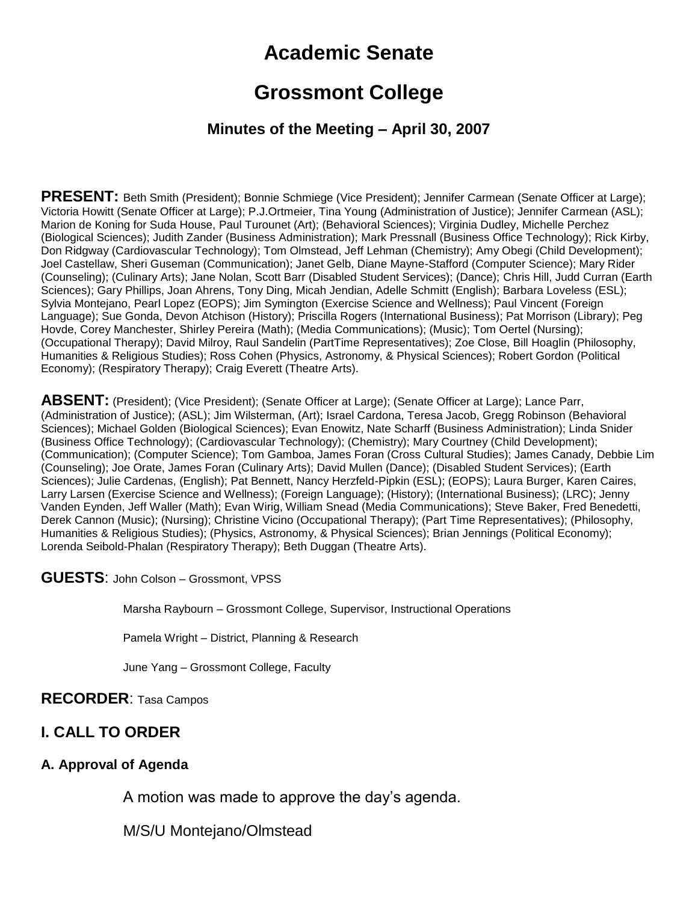# Academic Senate

# Grossmont College

### Minutes of the Meeting – April 30, 2007

**PRESENT:** Beth Smith (President); Bonnie Schmiege (Vice President); Jennifer Carmean (Senate Officer at Large); Victoria Howitt (Senate Officer at Large); P.J.Ortmeier, Tina Young (Administration of Justice); Jennifer Carmean (ASL); Marion de Koning for Suda House, Paul Turounet (Art); (Behavioral Sciences); Virginia Dudley, Michelle Perchez (Biological Sciences); Judith Zander (Business Administration); Mark Pressnall (Business Office Technology); Rick Kirby, Don Ridgway (Cardiovascular Technology); Tom Olmstead, Jeff Lehman (Chemistry); Amy Obegi (Child Development); Joel Castellaw, Sheri Guseman (Communication); Janet Gelb, Diane Mayne-Stafford (Computer Science); Mary Rider (Counseling); (Culinary Arts); Jane Nolan, Scott Barr (Disabled Student Services); (Dance); Chris Hill, Judd Curran (Earth Sciences); Gary Phillips, Joan Ahrens, Tony Ding, Micah Jendian, Adelle Schmitt (English); Barbara Loveless (ESL); Sylvia Montejano, Pearl Lopez (EOPS); Jim Symington (Exercise Science and Wellness); Paul Vincent (Foreign Language); Sue Gonda, Devon Atchison (History); Priscilla Rogers (International Business); Pat Morrison (Library); Peg Hovde, Corey Manchester, Shirley Pereira (Math); (Media Communications); (Music); Tom Oertel (Nursing); (Occupational Therapy); David Milroy, Raul Sandelin (PartTime Representatives); Zoe Close, Bill Hoaglin (Philosophy, Humanities & Religious Studies); Ross Cohen (Physics, Astronomy, & Physical Sciences); Robert Gordon (Political Economy); (Respiratory Therapy); Craig Everett (Theatre Arts).

**ABSENT:** (President); (Vice President); (Senate Officer at Large); (Senate Officer at Large); Lance Parr, (Administration of Justice); (ASL); Jim Wilsterman, (Art); Israel Cardona, Teresa Jacob, Gregg Robinson (Behavioral Sciences); Michael Golden (Biological Sciences); Evan Enowitz, Nate Scharff (Business Administration); Linda Snider (Business Office Technology); (Cardiovascular Technology); (Chemistry); Mary Courtney (Child Development); (Communication); (Computer Science); Tom Gamboa, James Foran (Cross Cultural Studies); James Canady, Debbie Lim (Counseling); Joe Orate, James Foran (Culinary Arts); David Mullen (Dance); (Disabled Student Services); (Earth Sciences); Julie Cardenas, (English); Pat Bennett, Nancy Herzfeld-Pipkin (ESL); (EOPS); Laura Burger, Karen Caires, Larry Larsen (Exercise Science and Wellness); (Foreign Language); (History); (International Business); (LRC); Jenny Vanden Eynden, Jeff Waller (Math); Evan Wirig, William Snead (Media Communications); Steve Baker, Fred Benedetti, Derek Cannon (Music); (Nursing); Christine Vicino (Occupational Therapy); (Part Time Representatives); (Philosophy, Humanities & Religious Studies); (Physics, Astronomy, & Physical Sciences); Brian Jennings (Political Economy); Lorenda Seibold-Phalan (Respiratory Therapy); Beth Duggan (Theatre Arts).

**GUESTS**: John Colson – Grossmont, VPSS

Marsha Raybourn – Grossmont College, Supervisor, Instructional Operations

Pamela Wright – District, Planning & Research

June Yang – Grossmont College, Faculty

**RECORDER**: Tasa Campos

## I. CALL TO ORDER

### A. Approval of Agenda

A motion was made to approve the day's agenda.

M/S/U Montejano/Olmstead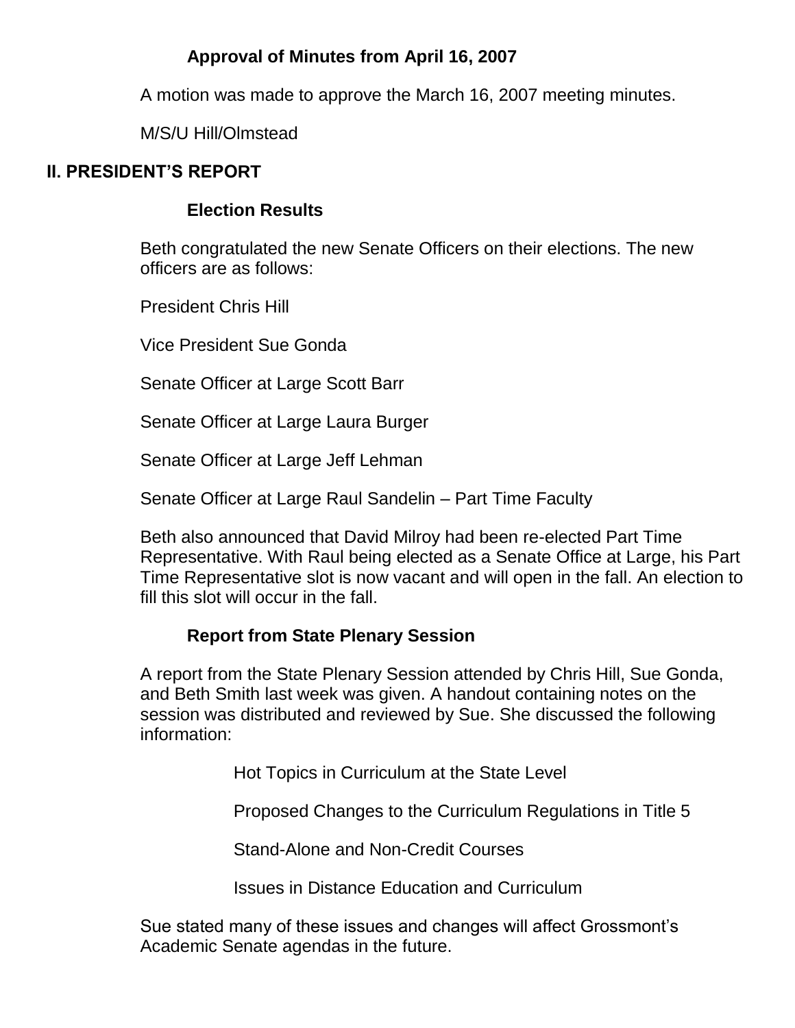### Approval of Minutes from April 16, 2007

A motion was made to approve the March 16, 2007 meeting minutes.

M/S/U Hill/Olmstead

## II. PRESIDENT'S REPORT

### Election Results

Beth congratulated the new Senate Officers on their elections. The new officers are as follows:

President Chris Hill

Vice President Sue Gonda

Senate Officer at Large Scott Barr

Senate Officer at Large Laura Burger

Senate Officer at Large Jeff Lehman

Senate Officer at Large Raul Sandelin – Part Time Faculty

Beth also announced that David Milroy had been re-elected Part Time Representative. With Raul being elected as a Senate Office at Large, his Part Time Representative slot is now vacant and will open in the fall. An election to fill this slot will occur in the fall.

### Report from State Plenary Session

A report from the State Plenary Session attended by Chris Hill, Sue Gonda, and Beth Smith last week was given. A handout containing notes on the session was distributed and reviewed by Sue. She discussed the following information:

Hot Topics in Curriculum at the State Level

Proposed Changes to the Curriculum Regulations in Title 5

Stand-Alone and Non-Credit Courses

Issues in Distance Education and Curriculum

Sue stated many of these issues and changes will affect Grossmont's Academic Senate agendas in the future.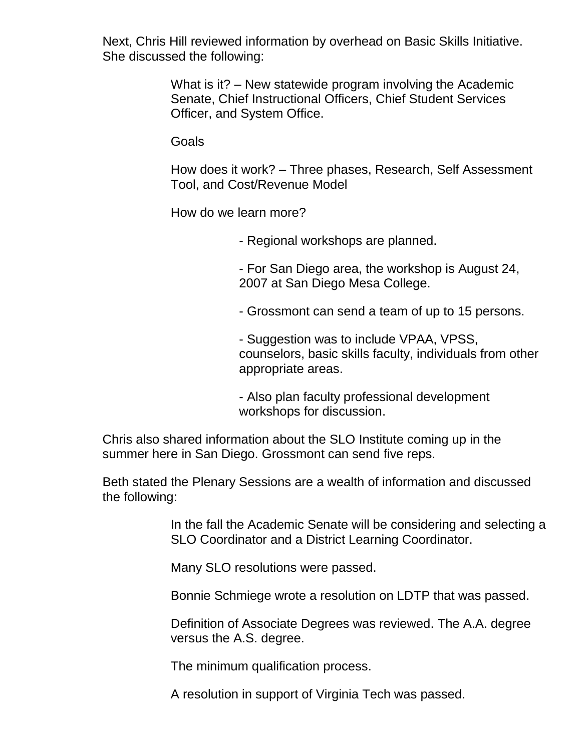Next, Chris Hill reviewed information by overhead on Basic Skills Initiative. She discussed the following:

> What is it? – New statewide program involving the Academic Senate, Chief Instructional Officers, Chief Student Services Officer, and System Office.
>
> Goals
>
> How does it work? – Three phases, Research, Self Assessment Tool, and Cost/Revenue Model
>
> How do we learn more?
>
> - Regional workshops are planned.
> - For San Diego area, the workshop is August 24, 2007 at San Diego Mesa College.
> - Grossmont can send a team of up to 15 persons.
> - Suggestion was to include VPAA, VPSS, counselors, basic skills faculty, individuals from other appropriate areas.
> - Also plan faculty professional development workshops for discussion.

Chris also shared information about the SLO Institute coming up in the summer here in San Diego. Grossmont can send five reps.

Beth stated the Plenary Sessions are a wealth of information and discussed the following:

> In the fall the Academic Senate will be considering and selecting a SLO Coordinator and a District Learning Coordinator.
>
> Many SLO resolutions were passed.
>
> Bonnie Schmiege wrote a resolution on LDTP that was passed.
>
> Definition of Associate Degrees was reviewed. The A.A. degree versus the A.S. degree.
>
> The minimum qualification process.
>
> A resolution in support of Virginia Tech was passed.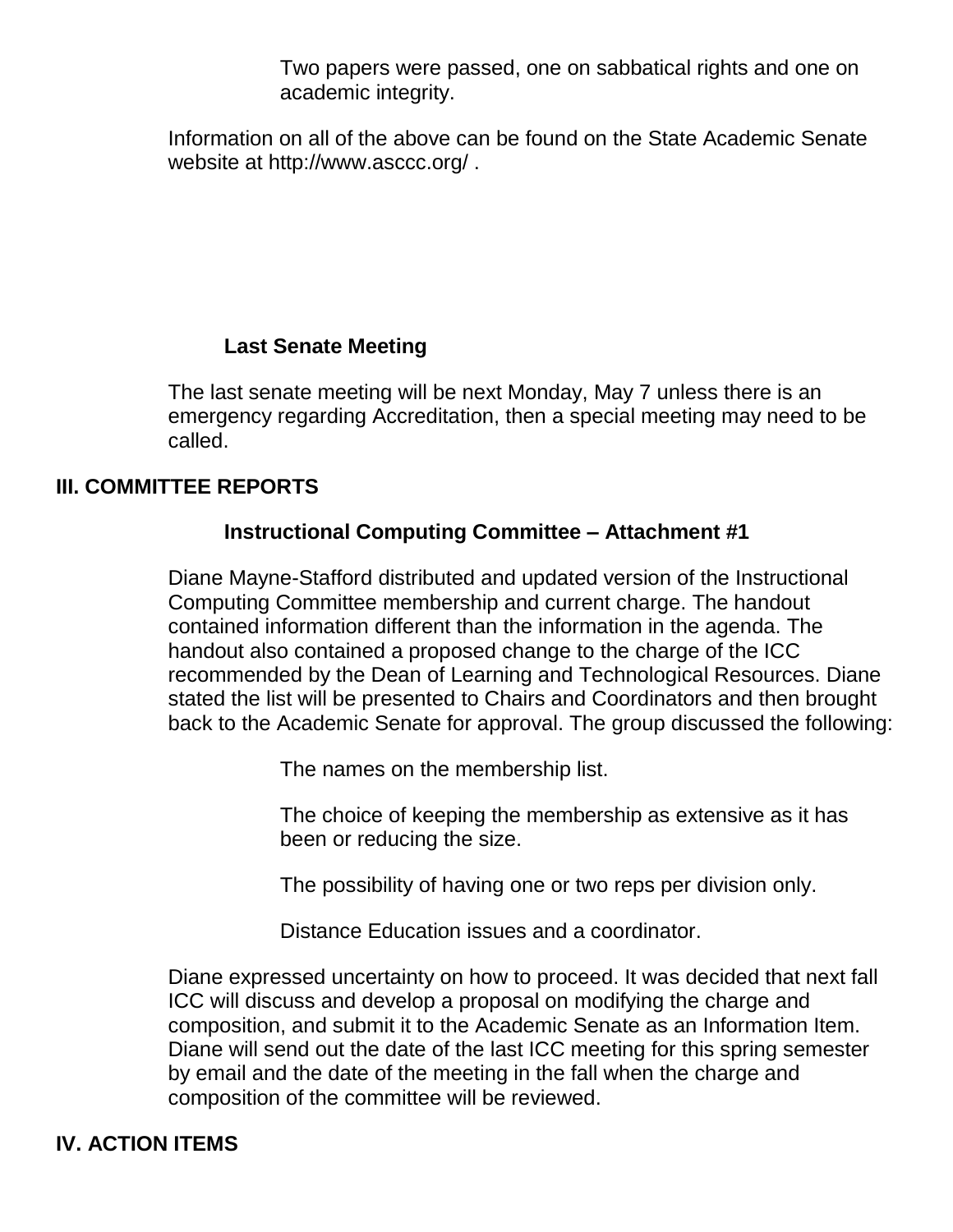Two papers were passed, one on sabbatical rights and one on academic integrity.

Information on all of the above can be found on the State Academic Senate website at http://www.asccc.org/ .

### Last Senate Meeting

The last senate meeting will be next Monday, May 7 unless there is an emergency regarding Accreditation, then a special meeting may need to be called.

## III. COMMITTEE REPORTS

### Instructional Computing Committee – Attachment #1

Diane Mayne-Stafford distributed and updated version of the Instructional Computing Committee membership and current charge. The handout contained information different than the information in the agenda. The handout also contained a proposed change to the charge of the ICC recommended by the Dean of Learning and Technological Resources. Diane stated the list will be presented to Chairs and Coordinators and then brought back to the Academic Senate for approval. The group discussed the following:

The names on the membership list.

The choice of keeping the membership as extensive as it has been or reducing the size.

The possibility of having one or two reps per division only.

Distance Education issues and a coordinator.

Diane expressed uncertainty on how to proceed. It was decided that next fall ICC will discuss and develop a proposal on modifying the charge and composition, and submit it to the Academic Senate as an Information Item. Diane will send out the date of the last ICC meeting for this spring semester by email and the date of the meeting in the fall when the charge and composition of the committee will be reviewed.

## IV. ACTION ITEMS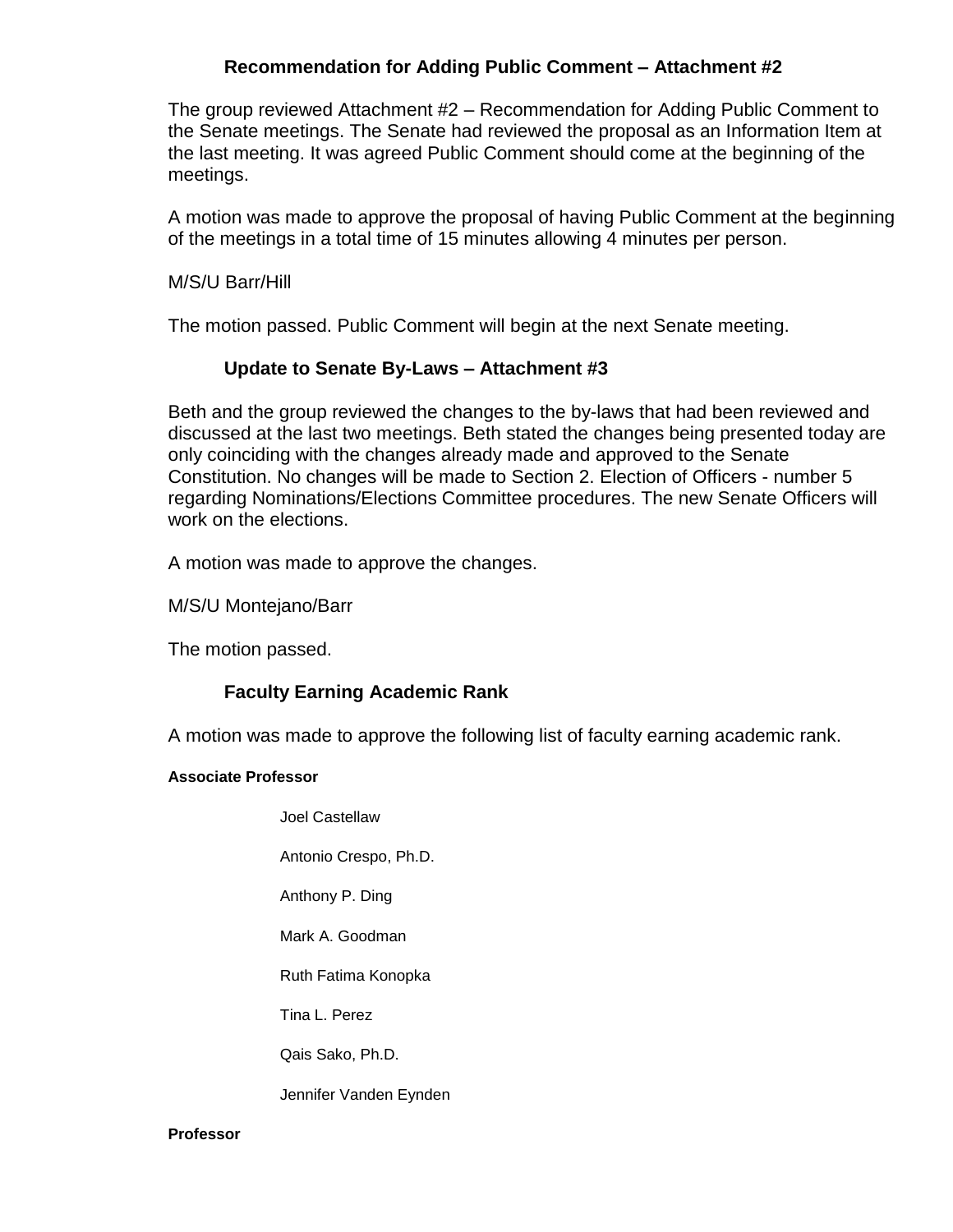### Recommendation for Adding Public Comment – Attachment #2

The group reviewed Attachment #2 – Recommendation for Adding Public Comment to the Senate meetings. The Senate had reviewed the proposal as an Information Item at the last meeting. It was agreed Public Comment should come at the beginning of the meetings.

A motion was made to approve the proposal of having Public Comment at the beginning of the meetings in a total time of 15 minutes allowing 4 minutes per person.

M/S/U Barr/Hill

The motion passed. Public Comment will begin at the next Senate meeting.

### Update to Senate By-Laws – Attachment #3

Beth and the group reviewed the changes to the by-laws that had been reviewed and discussed at the last two meetings. Beth stated the changes being presented today are only coinciding with the changes already made and approved to the Senate Constitution. No changes will be made to Section 2. Election of Officers - number 5 regarding Nominations/Elections Committee procedures. The new Senate Officers will work on the elections.

A motion was made to approve the changes.

M/S/U Montejano/Barr

The motion passed.

### Faculty Earning Academic Rank

A motion was made to approve the following list of faculty earning academic rank.

**Associate Professor**

Joel Castellaw

Antonio Crespo, Ph.D.

Anthony P. Ding

Mark A. Goodman

Ruth Fatima Konopka

Tina L. Perez

Qais Sako, Ph.D.

Jennifer Vanden Eynden

**Professor**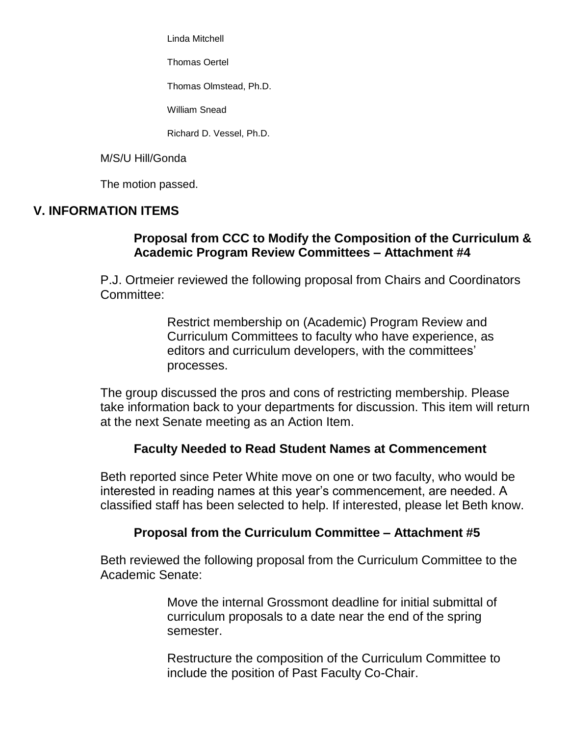Linda Mitchell

Thomas Oertel

Thomas Olmstead, Ph.D.

William Snead

Richard D. Vessel, Ph.D.

M/S/U Hill/Gonda

The motion passed.

## V. INFORMATION ITEMS

### Proposal from CCC to Modify the Composition of the Curriculum & Academic Program Review Committees – Attachment #4

P.J. Ortmeier reviewed the following proposal from Chairs and Coordinators Committee:

> Restrict membership on (Academic) Program Review and Curriculum Committees to faculty who have experience, as editors and curriculum developers, with the committees' processes.

The group discussed the pros and cons of restricting membership. Please take information back to your departments for discussion. This item will return at the next Senate meeting as an Action Item.

### Faculty Needed to Read Student Names at Commencement

Beth reported since Peter White move on one or two faculty, who would be interested in reading names at this year's commencement, are needed. A classified staff has been selected to help. If interested, please let Beth know.

### Proposal from the Curriculum Committee – Attachment #5

Beth reviewed the following proposal from the Curriculum Committee to the Academic Senate:

> Move the internal Grossmont deadline for initial submittal of curriculum proposals to a date near the end of the spring semester.
>
> Restructure the composition of the Curriculum Committee to include the position of Past Faculty Co-Chair.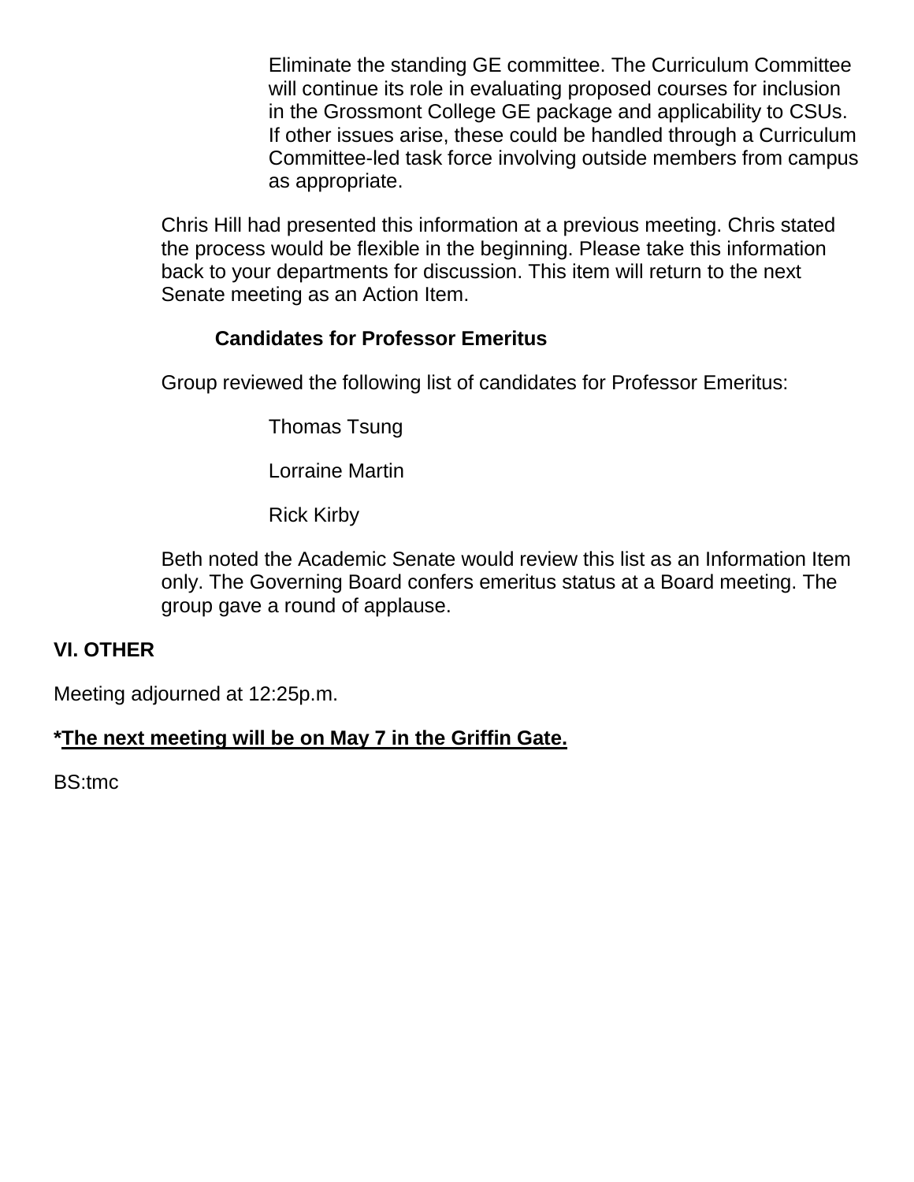Eliminate the standing GE committee. The Curriculum Committee will continue its role in evaluating proposed courses for inclusion in the Grossmont College GE package and applicability to CSUs. If other issues arise, these could be handled through a Curriculum Committee-led task force involving outside members from campus as appropriate.

Chris Hill had presented this information at a previous meeting. Chris stated the process would be flexible in the beginning. Please take this information back to your departments for discussion. This item will return to the next Senate meeting as an Action Item.

**Candidates for Professor Emeritus**

Group reviewed the following list of candidates for Professor Emeritus:

Thomas Tsung

Lorraine Martin

Rick Kirby

Beth noted the Academic Senate would review this list as an Information Item only. The Governing Board confers emeritus status at a Board meeting. The group gave a round of applause.

**VI. OTHER**

Meeting adjourned at 12:25p.m.

**\*<u>The next meeting will be on May 7 in the Griffin Gate.</u>**

BS:tmc